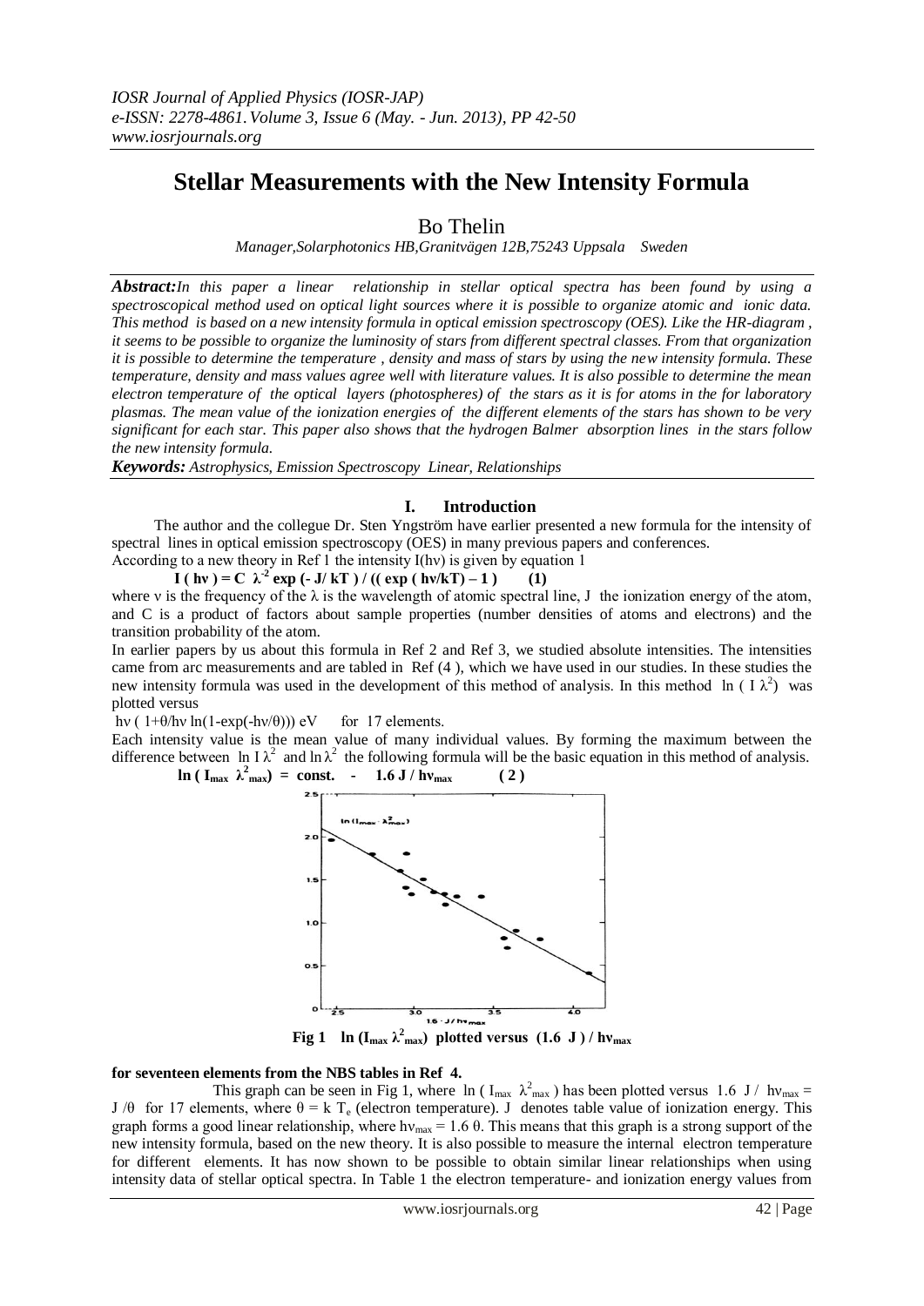# Stellar Measurements with the New Intensity Formula

Bo Thelin

*Manager,Solarphotonics HB,Granitvägen 12B,75243 Uppsala Sweden*

***Abstract:*** *In this paper a linear relationship in stellar optical spectra has been found by using a spectroscopical method used on optical light sources where it is possible to organize atomic and ionic data. This method is based on a new intensity formula in optical emission spectroscopy (OES). Like the HR-diagram , it seems to be possible to organize the luminosity of stars from different spectral classes. From that organization it is possible to determine the temperature , density and mass of stars by using the new intensity formula. These temperature, density and mass values agree well with literature values. It is also possible to determine the mean electron temperature of the optical layers (photospheres) of the stars as it is for atoms in the for laboratory plasmas. The mean value of the ionization energies of the different elements of the stars has shown to be very significant for each star. This paper also shows that the hydrogen Balmer absorption lines in the stars follow the new intensity formula.*

***Keywords:*** *Astrophysics, Emission Spectroscopy Linear, Relationships*

## I. Introduction

The author and the collegue Dr. Sten Yngström have earlier presented a new formula for the intensity of spectral lines in optical emission spectroscopy (OES) in many previous papers and conferences.

According to a new theory in Ref 1 the intensity I(hν) is given by equation 1

$$I(h\nu) = C\ \lambda^{-2} \exp(-J/kT) / ((\exp(h\nu/kT) - 1)) \qquad (1)$$

where ν is the frequency of the λ is the wavelength of atomic spectral line, J the ionization energy of the atom, and C is a product of factors about sample properties (number densities of atoms and electrons) and the transition probability of the atom.

In earlier papers by us about this formula in Ref 2 and Ref 3, we studied absolute intensities. The intensities came from arc measurements and are tabled in Ref (4 ), which we have used in our studies. In these studies the new intensity formula was used in the development of this method of analysis. In this method $\ln(I\lambda^2)$ was plotted versus

$h\nu(1+\theta/h\nu \ln(1-\exp(-h\nu/\theta)))$ eV for 17 elements.

Each intensity value is the mean value of many individual values. By forming the maximum between the difference between $\ln I\lambda^2$ and $\ln\lambda^2$ the following formula will be the basic equation in this method of analysis.

$$\ln(I_{max}\ \lambda^2_{max}) = \text{const.} - 1.6\ J / h\nu_{max} \qquad (2)$$

**Fig 1** $\ln(I_{max}\ \lambda^2_{max})$ **plotted versus** $(1.6\ J) / h\nu_{max}$ **for seventeen elements from the NBS tables in Ref 4.**

This graph can be seen in Fig 1, where $\ln(I_{max}\ \lambda^2_{max})$ has been plotted versus $1.6\ J / h\nu_{max} = J/\theta$ for 17 elements, where $\theta = k\ T_e$ (electron temperature). J denotes table value of ionization energy. This graph forms a good linear relationship, where $h\nu_{max} = 1.6\ \theta$. This means that this graph is a strong support of the new intensity formula, based on the new theory. It is also possible to measure the internal electron temperature for different elements. It has now shown to be possible to obtain similar linear relationships when using intensity data of stellar optical spectra. In Table 1 the electron temperature- and ionization energy values from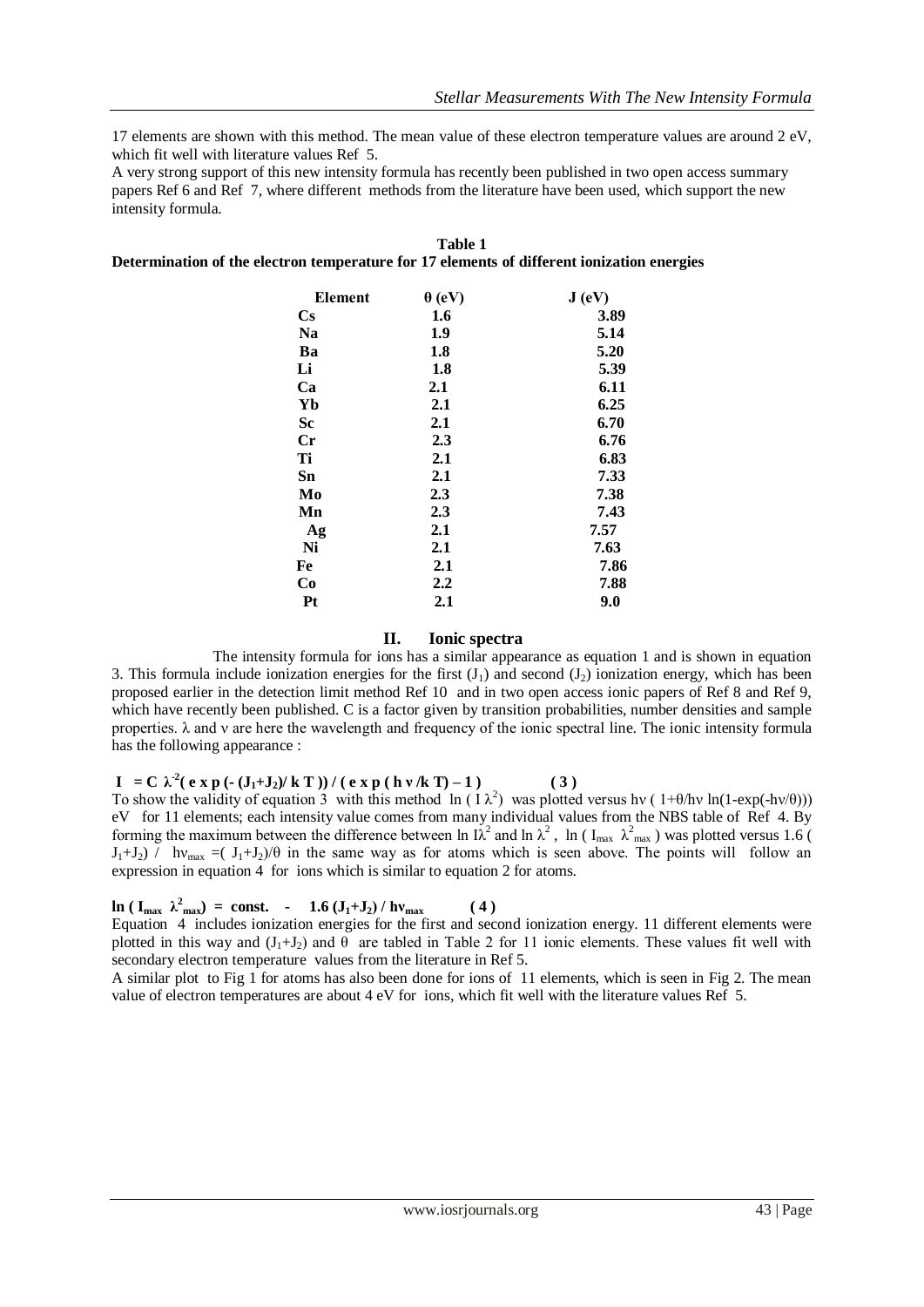17 elements are shown with this method. The mean value of these electron temperature values are around 2 eV, which fit well with literature values Ref 5.

A very strong support of this new intensity formula has recently been published in two open access summary papers Ref 6 and Ref 7, where different methods from the literature have been used, which support the new intensity formula.

**Table 1**
**Determination of the electron temperature for 17 elements of different ionization energies**

| Element | θ (eV) | J (eV) |
|---|---|---|
| Cs | 1.6 | 3.89 |
| Na | 1.9 | 5.14 |
| Ba | 1.8 | 5.20 |
| Li | 1.8 | 5.39 |
| Ca | 2.1 | 6.11 |
| Yb | 2.1 | 6.25 |
| Sc | 2.1 | 6.70 |
| Cr | 2.3 | 6.76 |
| Ti | 2.1 | 6.83 |
| Sn | 2.1 | 7.33 |
| Mo | 2.3 | 7.38 |
| Mn | 2.3 | 7.43 |
| Ag | 2.1 | 7.57 |
| Ni | 2.1 | 7.63 |
| Fe | 2.1 | 7.86 |
| Co | 2.2 | 7.88 |
| Pt | 2.1 | 9.0 |

## II. Ionic spectra

The intensity formula for ions has a similar appearance as equation 1 and is shown in equation 3. This formula include ionization energies for the first ($J_1$) and second ($J_2$) ionization energy, which has been proposed earlier in the detection limit method Ref 10 and in two open access ionic papers of Ref 8 and Ref 9, which have recently been published. C is a factor given by transition probabilities, number densities and sample properties. λ and ν are here the wavelength and frequency of the ionic spectral line. The ionic intensity formula has the following appearance :

$$I = C\, \lambda^{-2} ( \exp(-(J_1+J_2)/ kT)) / ( \exp(h\nu /kT) - 1 ) \qquad (3)$$

To show the validity of equation 3 with this method $\ln ( I \lambda^2)$ was plotted versus $h\nu\, ( 1+\theta/h\nu \ln(1-\exp(-h\nu/\theta)))$ eV for 11 elements; each intensity value comes from many individual values from the NBS table of Ref 4. By forming the maximum between the difference between $\ln I\lambda^2$ and $\ln \lambda^2$ , $\ln ( I_{max}\ \lambda^2_{max} )$ was plotted versus $1.6 ( J_1+J_2) / h\nu_{max} =( J_1+J_2)/\theta$ in the same way as for atoms which is seen above. The points will follow an expression in equation 4 for ions which is similar to equation 2 for atoms.

$$\ln ( I_{max}\ \lambda^2_{max}) = \text{const.} - 1.6\, (J_1+J_2) / h\nu_{max} \qquad (4)$$

Equation 4 includes ionization energies for the first and second ionization energy. 11 different elements were plotted in this way and $(J_1+J_2)$ and θ are tabled in Table 2 for 11 ionic elements. These values fit well with secondary electron temperature values from the literature in Ref 5.

A similar plot to Fig 1 for atoms has also been done for ions of 11 elements, which is seen in Fig 2. The mean value of electron temperatures are about 4 eV for ions, which fit well with the literature values Ref 5.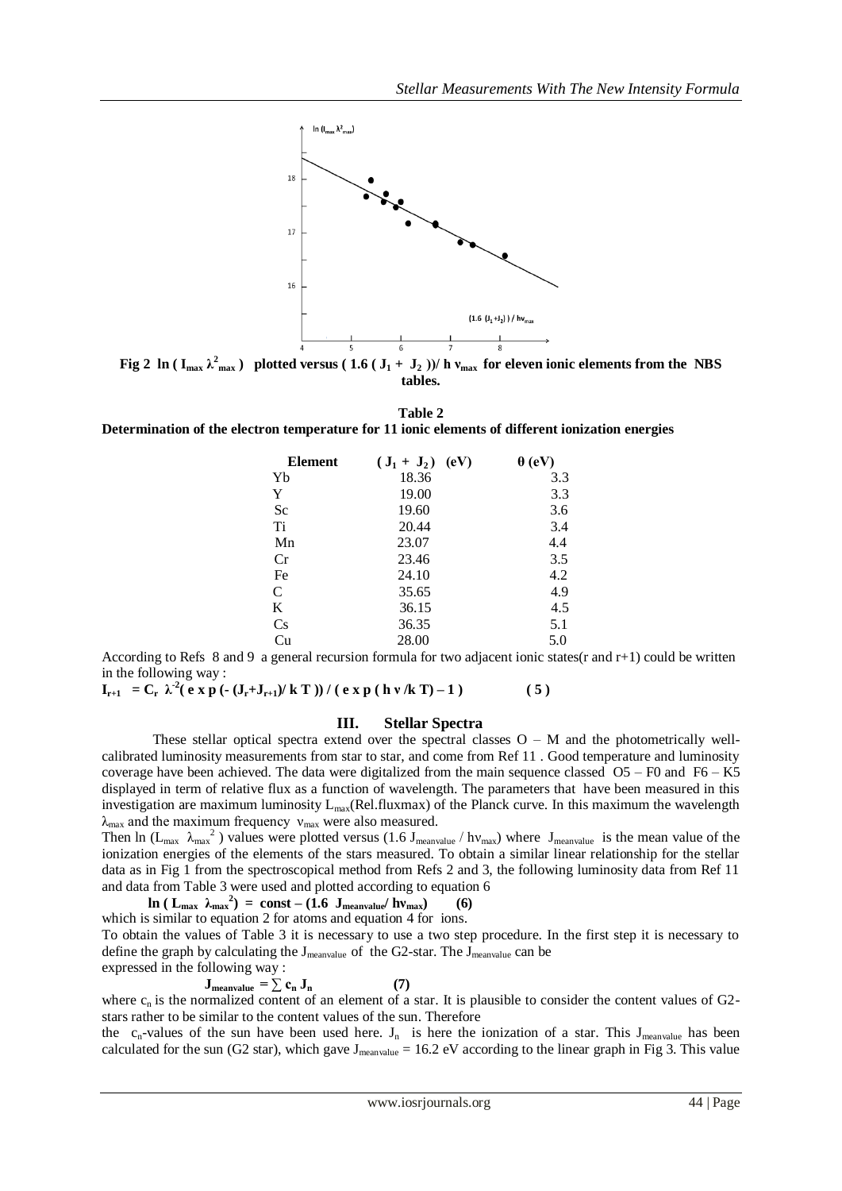**Fig 2** $\ln(I_{max}\lambda^2_{max})$ **plotted versus** $(1.6(J_1 + J_2))/h\nu_{max}$ **for eleven ionic elements from the NBS tables.**

**Table 2**
**Determination of the electron temperature for 11 ionic elements of different ionization energies**

| Element | $(J_1 + J_2)$ (eV) | $\theta$ (eV) |
|---|---|---|
| Yb | 18.36 | 3.3 |
| Y | 19.00 | 3.3 |
| Sc | 19.60 | 3.6 |
| Ti | 20.44 | 3.4 |
| Mn | 23.07 | 4.4 |
| Cr | 23.46 | 3.5 |
| Fe | 24.10 | 4.2 |
| C | 35.65 | 4.9 |
| K | 36.15 | 4.5 |
| Cs | 36.35 | 5.1 |
| Cu | 28.00 | 5.0 |

According to Refs 8 and 9 a general recursion formula for two adjacent ionic states(r and r+1) could be written in the following way :

$$I_{r+1} = C_r\ \lambda^{-2}(\exp(-(J_r+J_{r+1})/kT))/(\exp(h\nu/kT)-1) \qquad (5)$$

## III. Stellar Spectra

These stellar optical spectra extend over the spectral classes O – M and the photometrically well-calibrated luminosity measurements from star to star, and come from Ref 11 . Good temperature and luminosity coverage have been achieved. The data were digitalized from the main sequence classed O5 – F0 and F6 – K5 displayed in term of relative flux as a function of wavelength. The parameters that have been measured in this investigation are maximum luminosity $L_{max}$(Rel.fluxmax) of the Planck curve. In this maximum the wavelength $\lambda_{max}$ and the maximum frequency $\nu_{max}$ were also measured.

Then $\ln(L_{max}\ \lambda_{max}^2)$ values were plotted versus $(1.6\ J_{meanvalue}/h\nu_{max})$ where $J_{meanvalue}$ is the mean value of the ionization energies of the elements of the stars measured. To obtain a similar linear relationship for the stellar data as in Fig 1 from the spectroscopical method from Refs 2 and 3, the following luminosity data from Ref 11 and data from Table 3 were used and plotted according to equation 6

$$\ln(L_{max}\ \lambda_{max}^2) = \text{const} - (1.6\ J_{meanvalue}/h\nu_{max}) \qquad (6)$$

which is similar to equation 2 for atoms and equation 4 for ions.

To obtain the values of Table 3 it is necessary to use a two step procedure. In the first step it is necessary to define the graph by calculating the $J_{meanvalue}$ of the G2-star. The $J_{meanvalue}$ can be expressed in the following way :

$$J_{meanvalue} = \sum c_n J_n \qquad (7)$$

where $c_n$ is the normalized content of an element of a star. It is plausible to consider the content values of G2-stars rather to be similar to the content values of the sun. Therefore the $c_n$-values of the sun have been used here. $J_n$ is here the ionization of a star. This $J_{meanvalue}$ has been calculated for the sun (G2 star), which gave $J_{meanvalue}$ = 16.2 eV according to the linear graph in Fig 3. This value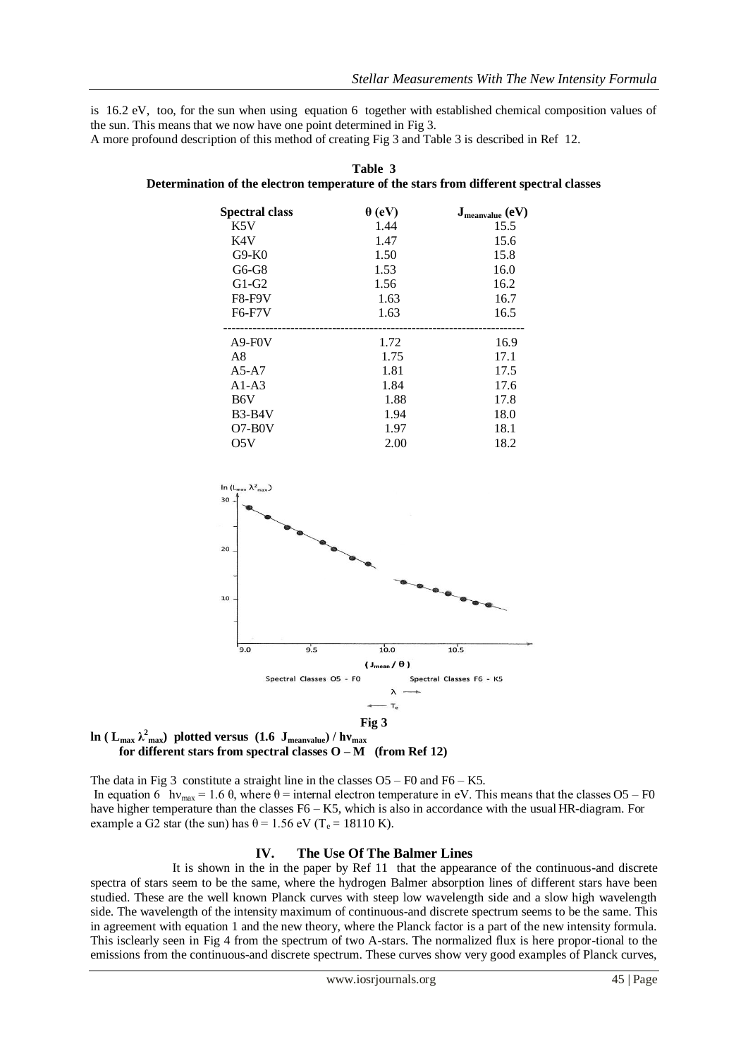is 16.2 eV, too, for the sun when using equation 6 together with established chemical composition values of the sun. This means that we now have one point determined in Fig 3.
A more profound description of this method of creating Fig 3 and Table 3 is described in Ref 12.

**Table 3**
**Determination of the electron temperature of the stars from different spectral classes**

| Spectral class | $\theta$ (eV) | $J_{meanvalue}$ (eV) |
|---|---|---|
| K5V | 1.44 | 15.5 |
| K4V | 1.47 | 15.6 |
| G9-K0 | 1.50 | 15.8 |
| G6-G8 | 1.53 | 16.0 |
| G1-G2 | 1.56 | 16.2 |
| F8-F9V | 1.63 | 16.7 |
| F6-F7V | 1.63 | 16.5 |
| A9-F0V | 1.72 | 16.9 |
| A8 | 1.75 | 17.1 |
| A5-A7 | 1.81 | 17.5 |
| A1-A3 | 1.84 | 17.6 |
| B6V | 1.88 | 17.8 |
| B3-B4V | 1.94 | 18.0 |
| O7-B0V | 1.97 | 18.1 |
| O5V | 2.00 | 18.2 |

**Fig 3**

**$\ln(L_{max}\lambda^2_{max})$ plotted versus $(1.6\ J_{meanvalue}) / h\nu_{max}$ for different stars from spectral classes O – M (from Ref 12)**

The data in Fig 3 constitute a straight line in the classes O5 – F0 and F6 – K5.
In equation 6 $h\nu_{max} = 1.6\ \theta$, where $\theta$ = internal electron temperature in eV. This means that the classes O5 – F0 have higher temperature than the classes F6 – K5, which is also in accordance with the usual HR-diagram. For example a G2 star (the sun) has $\theta = 1.56$ eV ($T_e = 18110$ K).

## IV. The Use Of The Balmer Lines

It is shown in the in the paper by Ref 11 that the appearance of the continuous-and discrete spectra of stars seem to be the same, where the hydrogen Balmer absorption lines of different stars have been studied. These are the well known Planck curves with steep low wavelength side and a slow high wavelength side. The wavelength of the intensity maximum of continuous-and discrete spectrum seems to be the same. This in agreement with equation 1 and the new theory, where the Planck factor is a part of the new intensity formula. This isclearly seen in Fig 4 from the spectrum of two A-stars. The normalized flux is here propor-tional to the emissions from the continuous-and discrete spectrum. These curves show very good examples of Planck curves,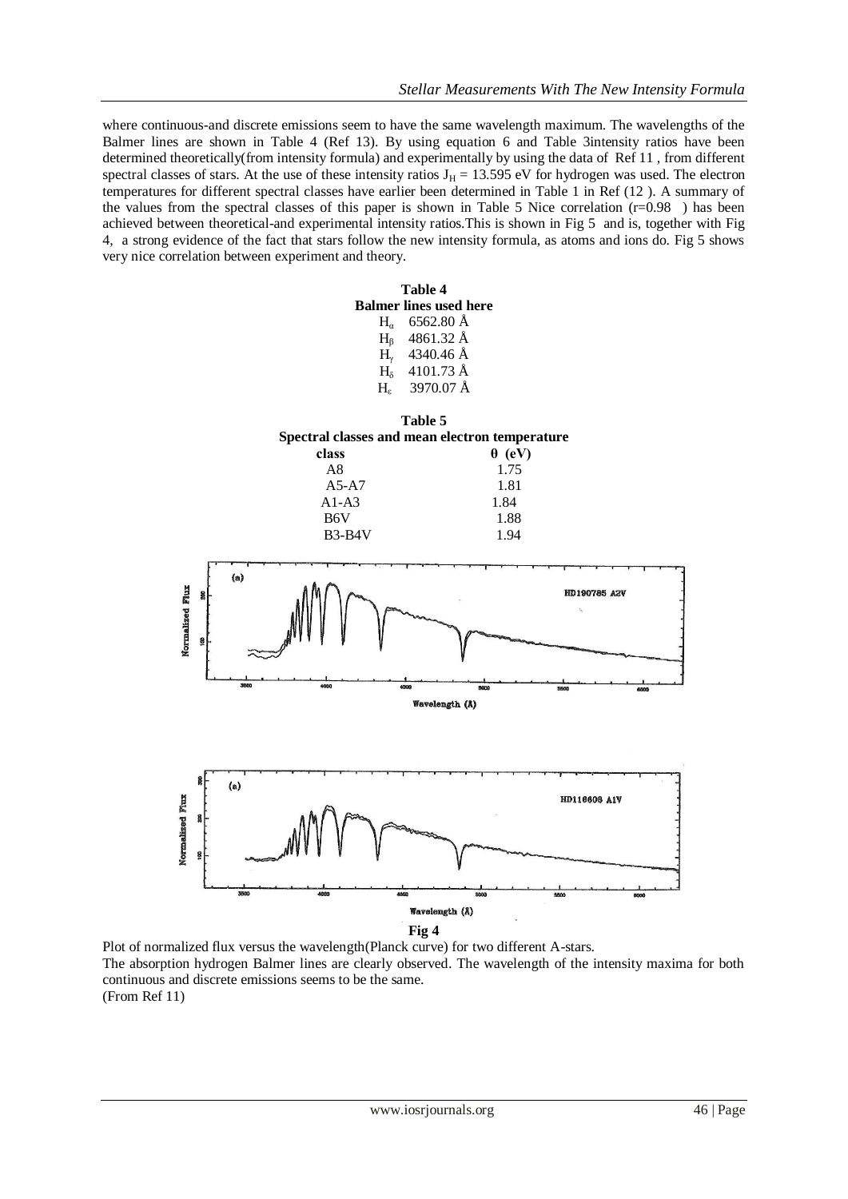where continuous-and discrete emissions seem to have the same wavelength maximum. The wavelengths of the Balmer lines are shown in Table 4 (Ref 13). By using equation 6 and Table 3intensity ratios have been determined theoretically(from intensity formula) and experimentally by using the data of Ref 11 , from different spectral classes of stars. At the use of these intensity ratios $J_H = 13.595$ eV for hydrogen was used. The electron temperatures for different spectral classes have earlier been determined in Table 1 in Ref (12 ). A summary of the values from the spectral classes of this paper is shown in Table 5 Nice correlation (r=0.98 ) has been achieved between theoretical-and experimental intensity ratios.This is shown in Fig 5 and is, together with Fig 4, a strong evidence of the fact that stars follow the new intensity formula, as atoms and ions do. Fig 5 shows very nice correlation between experiment and theory.

**Table 4**
**Balmer lines used here**

| Line | Wavelength |
|---|---|
| $H_\alpha$ | 6562.80 Å |
| $H_\beta$ | 4861.32 Å |
| $H_\gamma$ | 4340.46 Å |
| $H_\delta$ | 4101.73 Å |
| $H_\varepsilon$ | 3970.07 Å |

**Table 5**
**Spectral classes and mean electron temperature**

| class | θ (eV) |
|---|---|
| A8 | 1.75 |
| A5-A7 | 1.81 |
| A1-A3 | 1.84 |
| B6V | 1.88 |
| B3-B4V | 1.94 |

**Fig 4**

Plot of normalized flux versus the wavelength(Planck curve) for two different A-stars.
The absorption hydrogen Balmer lines are clearly observed. The wavelength of the intensity maxima for both continuous and discrete emissions seems to be the same.
(From Ref 11)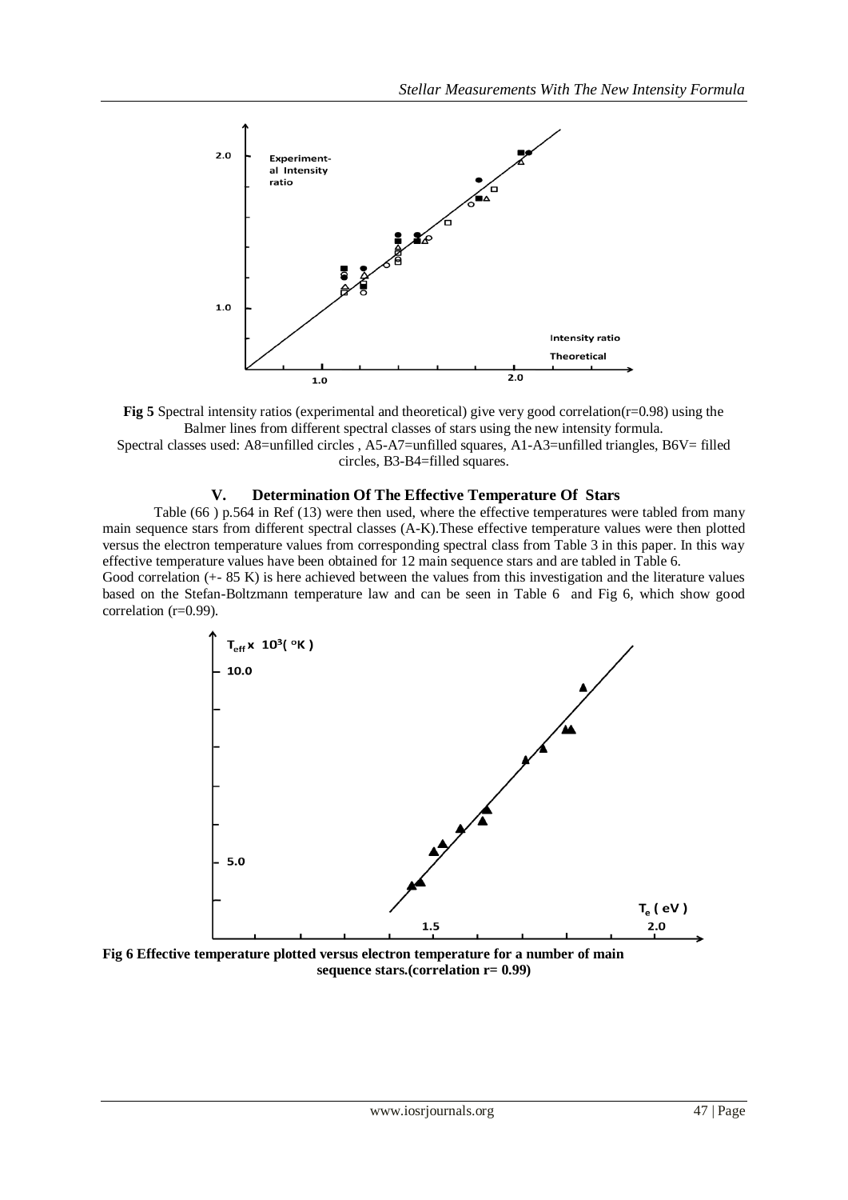**Fig 5** Spectral intensity ratios (experimental and theoretical) give very good correlation(r=0.98) using the Balmer lines from different spectral classes of stars using the new intensity formula.
Spectral classes used: A8=unfilled circles , A5-A7=unfilled squares, A1-A3=unfilled triangles, B6V= filled circles, B3-B4=filled squares.

## V. Determination Of The Effective Temperature Of Stars

Table (66 ) p.564 in Ref (13) were then used, where the effective temperatures were tabled from many main sequence stars from different spectral classes (A-K).These effective temperature values were then plotted versus the electron temperature values from corresponding spectral class from Table 3 in this paper. In this way effective temperature values have been obtained for 12 main sequence stars and are tabled in Table 6.
Good correlation (+- 85 K) is here achieved between the values from this investigation and the literature values based on the Stefan-Boltzmann temperature law and can be seen in Table 6 and Fig 6, which show good correlation (r=0.99).

**Fig 6 Effective temperature plotted versus electron temperature for a number of main sequence stars.(correlation r= 0.99)**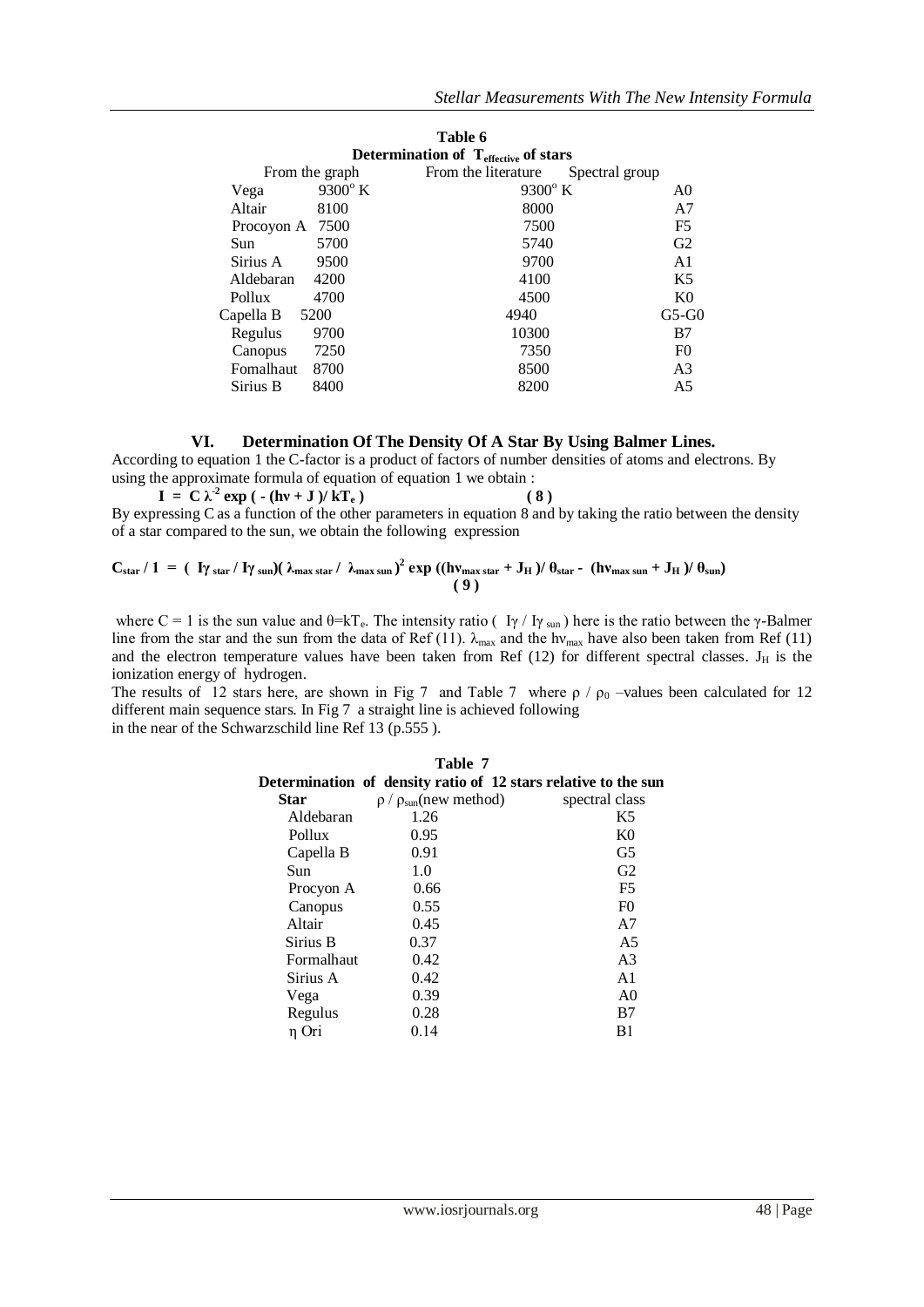**Table 6**

**Determination of $T_{effective}$ of stars**

| From the graph | | From the literature | Spectral group |
|---|---|---|---|
| Vega | 9300° K | 9300° K | A0 |
| Altair | 8100 | 8000 | A7 |
| Procoyon A | 7500 | 7500 | F5 |
| Sun | 5700 | 5740 | G2 |
| Sirius A | 9500 | 9700 | A1 |
| Aldebaran | 4200 | 4100 | K5 |
| Pollux | 4700 | 4500 | K0 |
| Capella B | 5200 | 4940 | G5-G0 |
| Regulus | 9700 | 10300 | B7 |
| Canopus | 7250 | 7350 | F0 |
| Fomalhaut | 8700 | 8500 | A3 |
| Sirius B | 8400 | 8200 | A5 |

## VI. Determination Of The Density Of A Star By Using Balmer Lines.

According to equation 1 the C-factor is a product of factors of number densities of atoms and electrons. By using the approximate formula of equation of equation 1 we obtain :

$$I = C\,\lambda^{-2} \exp\left( - (h\nu + J)/ kT_e \right) \qquad (8)$$

By expressing C as a function of the other parameters in equation 8 and by taking the ratio between the density of a star compared to the sun, we obtain the following expression

$$C_{star} / 1 = \left( I\gamma_{star} / I\gamma_{sun}\right)\left( \lambda_{max\,star} / \lambda_{max\,sun}\right)^2 \exp\left((h\nu_{max\,star} + J_H)/ \theta_{star} - (h\nu_{max\,sun} + J_H)/ \theta_{sun}\right) \qquad (9)$$

where C = 1 is the sun value and $\theta = kT_e$. The intensity ratio ( $I\gamma / I\gamma_{sun}$ ) here is the ratio between the γ-Balmer line from the star and the sun from the data of Ref (11). $\lambda_{max}$ and the $h\nu_{max}$ have also been taken from Ref (11) and the electron temperature values have been taken from Ref (12) for different spectral classes. $J_H$ is the ionization energy of hydrogen.

The results of 12 stars here, are shown in Fig 7 and Table 7 where $\rho / \rho_0$ –values been calculated for 12 different main sequence stars. In Fig 7 a straight line is achieved following in the near of the Schwarzschild line Ref 13 (p.555 ).

**Table 7**

**Determination of density ratio of 12 stars relative to the sun**

| Star | $\rho / \rho_{sun}$(new method) | spectral class |
|---|---|---|
| Aldebaran | 1.26 | K5 |
| Pollux | 0.95 | K0 |
| Capella B | 0.91 | G5 |
| Sun | 1.0 | G2 |
| Procyon A | 0.66 | F5 |
| Canopus | 0.55 | F0 |
| Altair | 0.45 | A7 |
| Sirius B | 0.37 | A5 |
| Formalhaut | 0.42 | A3 |
| Sirius A | 0.42 | A1 |
| Vega | 0.39 | A0 |
| Regulus | 0.28 | B7 |
| η Ori | 0.14 | B1 |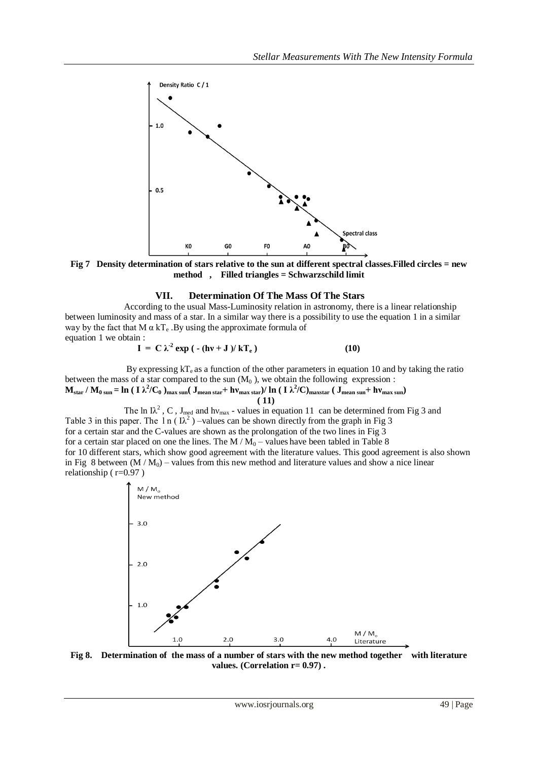**Fig 7 Density determination of stars relative to the sun at different spectral classes. Filled circles = new method , Filled triangles = Schwarzschild limit**

## VII. Determination Of The Mass Of The Stars

According to the usual Mass-Luminosity relation in astronomy, there is a linear relationship between luminosity and mass of a star. In a similar way there is a possibility to use the equation 1 in a similar way by the fact that $M \alpha kT_e$. By using the approximate formula of equation 1 we obtain :

$$I = C \lambda^{-2} \exp(-(h\nu + J)/kT_e) \qquad (10)$$

By expressing $kT_e$ as a function of the other parameters in equation 10 and by taking the ratio between the mass of a star compared to the sun ($M_0$), we obtain the following expression :

$$M_{star} / M_{0\,sun} = \ln(I\lambda^2/C_0)_{max\,sun}(J_{mean\,star} + h\nu_{max\,star}) / \ln(I\lambda^2/C)_{maxstar}(J_{mean\,sun} + h\nu_{max\,sun}) \qquad (11)$$

The $\ln I\lambda^2$, C, $J_{med}$ and $h\nu_{max}$ - values in equation 11 can be determined from Fig 3 and Table 3 in this paper. The $\ln(I\lambda^2)$ –values can be shown directly from the graph in Fig 3 for a certain star and the C-values are shown as the prolongation of the two lines in Fig 3 for a certain star placed on one the lines. The $M / M_0$ – values have been tabled in Table 8 for 10 different stars, which show good agreement with the literature values. This good agreement is also shown in Fig 8 between $(M / M_0)$ – values from this new method and literature values and show a nice linear relationship ( r=0.97 )

**Fig 8. Determination of the mass of a number of stars with the new method together with literature values. (Correlation r= 0.97) .**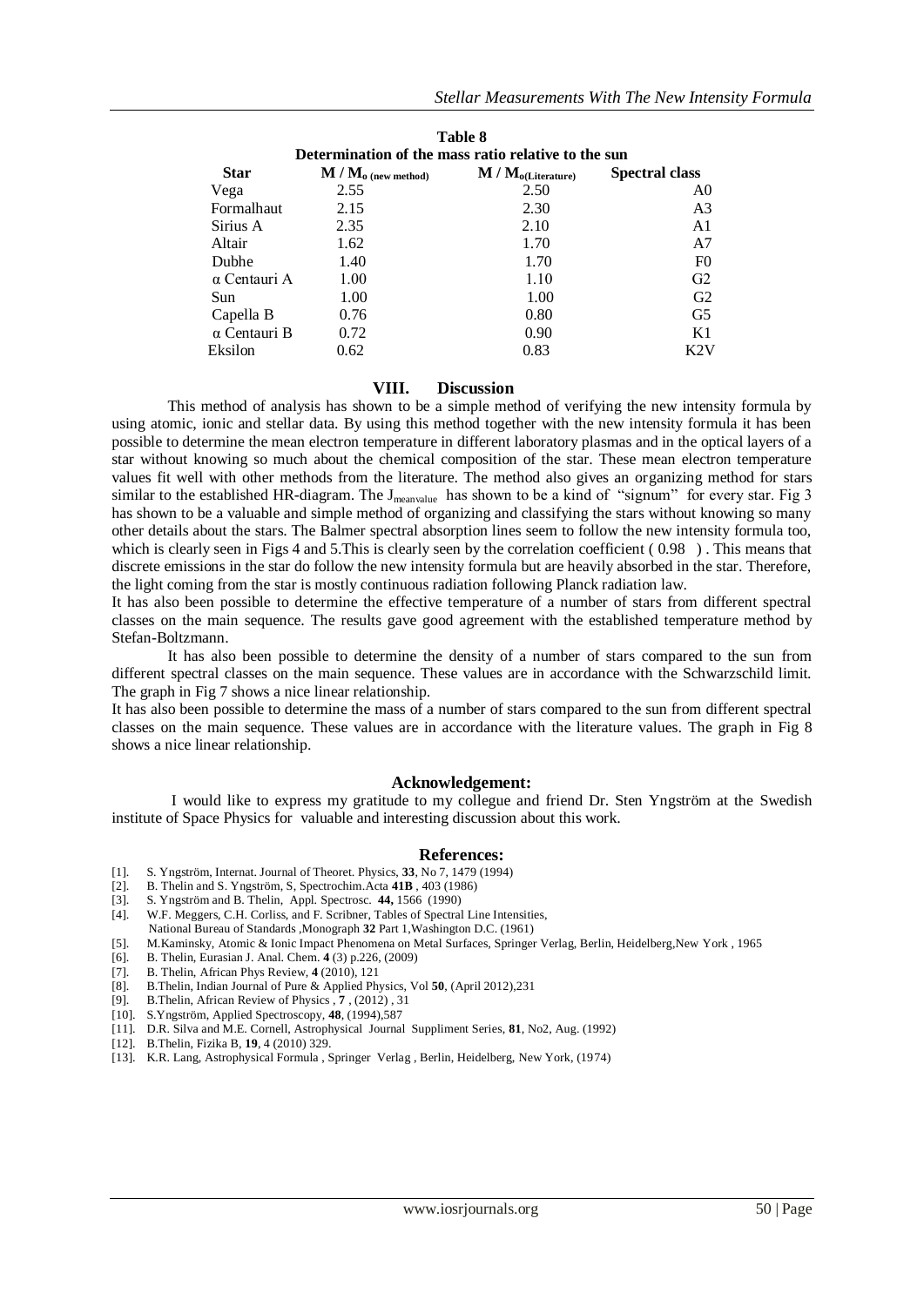**Table 8**
**Determination of the mass ratio relative to the sun**

| Star | $M / M_{o\ (new\ method)}$ | $M / M_{o(Literature)}$ | Spectral class |
|---|---|---|---|
| Vega | 2.55 | 2.50 | A0 |
| Formalhaut | 2.15 | 2.30 | A3 |
| Sirius A | 2.35 | 2.10 | A1 |
| Altair | 1.62 | 1.70 | A7 |
| Dubhe | 1.40 | 1.70 | F0 |
| α Centauri A | 1.00 | 1.10 | G2 |
| Sun | 1.00 | 1.00 | G2 |
| Capella B | 0.76 | 0.80 | G5 |
| α Centauri B | 0.72 | 0.90 | K1 |
| Eksilon | 0.62 | 0.83 | K2V |

## VIII. Discussion

This method of analysis has shown to be a simple method of verifying the new intensity formula by using atomic, ionic and stellar data. By using this method together with the new intensity formula it has been possible to determine the mean electron temperature in different laboratory plasmas and in the optical layers of a star without knowing so much about the chemical composition of the star. These mean electron temperature values fit well with other methods from the literature. The method also gives an organizing method for stars similar to the established HR-diagram. The $J_{meanvalue}$ has shown to be a kind of "signum" for every star. Fig 3 has shown to be a valuable and simple method of organizing and classifying the stars without knowing so many other details about the stars. The Balmer spectral absorption lines seem to follow the new intensity formula too, which is clearly seen in Figs 4 and 5.This is clearly seen by the correlation coefficient ( 0.98 ) . This means that discrete emissions in the star do follow the new intensity formula but are heavily absorbed in the star. Therefore, the light coming from the star is mostly continuous radiation following Planck radiation law.

It has also been possible to determine the effective temperature of a number of stars from different spectral classes on the main sequence. The results gave good agreement with the established temperature method by Stefan-Boltzmann.

It has also been possible to determine the density of a number of stars compared to the sun from different spectral classes on the main sequence. These values are in accordance with the Schwarzschild limit. The graph in Fig 7 shows a nice linear relationship.

It has also been possible to determine the mass of a number of stars compared to the sun from different spectral classes on the main sequence. These values are in accordance with the literature values. The graph in Fig 8 shows a nice linear relationship.

## Acknowledgement:

I would like to express my gratitude to my collegue and friend Dr. Sten Yngström at the Swedish institute of Space Physics for valuable and interesting discussion about this work.

## References:

[1]. S. Yngström, Internat. Journal of Theoret. Physics, **33**, No 7, 1479 (1994)
[2]. B. Thelin and S. Yngström, S, Spectrochim.Acta **41B** , 403 (1986)
[3]. S. Yngström and B. Thelin, Appl. Spectrosc. **44,** 1566 (1990)
[4]. W.F. Meggers, C.H. Corliss, and F. Scribner, Tables of Spectral Line Intensities, National Bureau of Standards ,Monograph **32** Part 1,Washington D.C. (1961)
[5]. M.Kaminsky, Atomic & Ionic Impact Phenomena on Metal Surfaces, Springer Verlag, Berlin, Heidelberg,New York , 1965
[6]. B. Thelin, Eurasian J. Anal. Chem. **4** (3) p.226, (2009)
[7]. B. Thelin, African Phys Review, **4** (2010), 121
[8]. B.Thelin, Indian Journal of Pure & Applied Physics, Vol **50**, (April 2012),231
[9]. B.Thelin, African Review of Physics , **7** , (2012) , 31
[10]. S.Yngström, Applied Spectroscopy, **48**, (1994),587
[11]. D.R. Silva and M.E. Cornell, Astrophysical Journal Suppliment Series, **81**, No2, Aug. (1992)
[12]. B.Thelin, Fizika B, **19**, 4 (2010) 329.
[13]. K.R. Lang, Astrophysical Formula , Springer Verlag , Berlin, Heidelberg, New York, (1974)